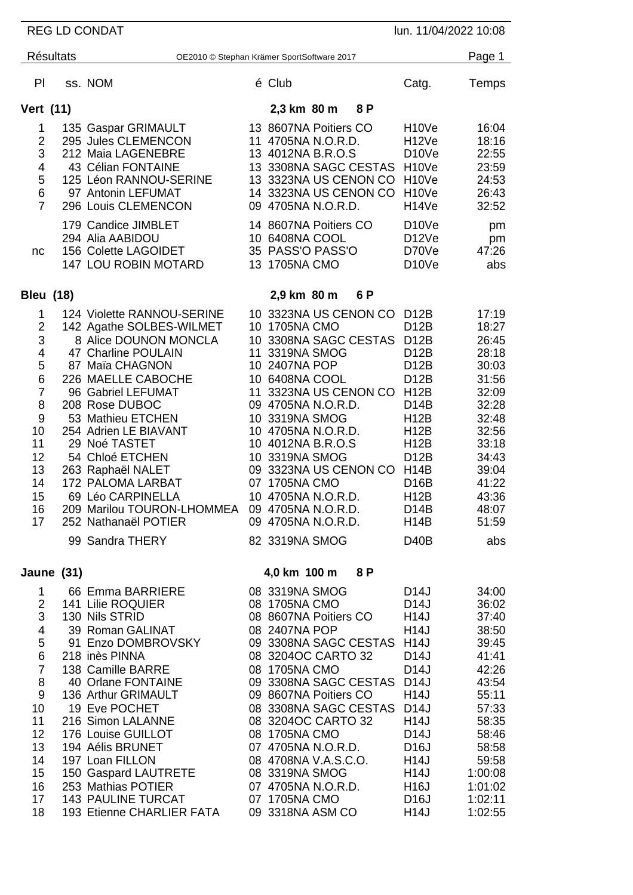# REG LD CONDAT

lun. 11/04/2022 10:08

## Résultats

OE2010 © Stephan Krämer SportSoftware 2017

| Pl | ss. | NOM | é | Club | Catg. | Temps |
|---|---|---|---|---|---|---|
| **Vert (11)** | | | | **2,3 km 80 m 8 P** | | |
| 1 | 135 | Gaspar GRIMAULT | 13 | 8607NA Poitiers CO | H10Ve | 16:04 |
| 2 | 295 | Jules CLEMENCON | 11 | 4705NA N.O.R.D. | H12Ve | 18:16 |
| 3 | 212 | Maia LAGENEBRE | 13 | 4012NA B.R.O.S | D10Ve | 22:55 |
| 4 | 43 | Célian FONTAINE | 13 | 3308NA SAGC CESTAS | H10Ve | 23:59 |
| 5 | 125 | Léon RANNOU-SERINE | 13 | 3323NA US CENON CO | H10Ve | 24:53 |
| 6 | 97 | Antonin LEFUMAT | 14 | 3323NA US CENON CO | H10Ve | 26:43 |
| 7 | 296 | Louis CLEMENCON | 09 | 4705NA N.O.R.D. | H14Ve | 32:52 |
| | 179 | Candice JIMBLET | 14 | 8607NA Poitiers CO | D10Ve | pm |
| | 294 | Alia AABIDOU | 10 | 6408NA COOL | D12Ve | pm |
| nc | 156 | Colette LAGOIDET | 35 | PASS'O PASS'O | D70Ve | 47:26 |
| | 147 | LOU ROBIN MOTARD | 13 | 1705NA CMO | D10Ve | abs |
| **Bleu (18)** | | | | **2,9 km 80 m 6 P** | | |
| 1 | 124 | Violette RANNOU-SERINE | 10 | 3323NA US CENON CO | D12B | 17:19 |
| 2 | 142 | Agathe SOLBES-WILMET | 10 | 1705NA CMO | D12B | 18:27 |
| 3 | 8 | Alice DOUNON MONCLA | 10 | 3308NA SAGC CESTAS | D12B | 26:45 |
| 4 | 47 | Charline POULAIN | 11 | 3319NA SMOG | D12B | 28:18 |
| 5 | 87 | Maïa CHAGNON | 10 | 2407NA POP | D12B | 30:03 |
| 6 | 226 | MAELLE CABOCHE | 10 | 6408NA COOL | D12B | 31:56 |
| 7 | 96 | Gabriel LEFUMAT | 11 | 3323NA US CENON CO | H12B | 32:09 |
| 8 | 208 | Rose DUBOC | 09 | 4705NA N.O.R.D. | D14B | 32:28 |
| 9 | 53 | Mathieu ETCHEN | 10 | 3319NA SMOG | H12B | 32:48 |
| 10 | 254 | Adrien LE BIAVANT | 10 | 4705NA N.O.R.D. | H12B | 32:56 |
| 11 | 29 | Noé TASTET | 10 | 4012NA B.R.O.S | H12B | 33:18 |
| 12 | 54 | Chloé ETCHEN | 10 | 3319NA SMOG | D12B | 34:43 |
| 13 | 263 | Raphaël NALET | 09 | 3323NA US CENON CO | H14B | 39:04 |
| 14 | 172 | PALOMA LARBAT | 07 | 1705NA CMO | D16B | 41:22 |
| 15 | 69 | Léo CARPINELLA | 10 | 4705NA N.O.R.D. | H12B | 43:36 |
| 16 | 209 | Marilou TOURON-LHOMMEA | 09 | 4705NA N.O.R.D. | D14B | 48:07 |
| 17 | 252 | Nathanaël POTIER | 09 | 4705NA N.O.R.D. | H14B | 51:59 |
| | 99 | Sandra THERY | 82 | 3319NA SMOG | D40B | abs |
| **Jaune (31)** | | | | **4,0 km 100 m 8 P** | | |
| 1 | 66 | Emma BARRIERE | 08 | 3319NA SMOG | D14J | 34:00 |
| 2 | 141 | Lilie ROQUIER | 08 | 1705NA CMO | D14J | 36:02 |
| 3 | 130 | Nils STRID | 08 | 8607NA Poitiers CO | H14J | 37:40 |
| 4 | 39 | Roman GALINAT | 08 | 2407NA POP | H14J | 38:50 |
| 5 | 91 | Enzo DOMBROVSKY | 09 | 3308NA SAGC CESTAS | H14J | 39:45 |
| 6 | 218 | inès PINNA | 08 | 3204OC CARTO 32 | D14J | 41:41 |
| 7 | 138 | Camille BARRE | 08 | 1705NA CMO | D14J | 42:26 |
| 8 | 40 | Orlane FONTAINE | 09 | 3308NA SAGC CESTAS | D14J | 43:54 |
| 9 | 136 | Arthur GRIMAULT | 09 | 8607NA Poitiers CO | H14J | 55:11 |
| 10 | 19 | Eve POCHET | 08 | 3308NA SAGC CESTAS | D14J | 57:33 |
| 11 | 216 | Simon LALANNE | 08 | 3204OC CARTO 32 | H14J | 58:35 |
| 12 | 176 | Louise GUILLOT | 08 | 1705NA CMO | D14J | 58:46 |
| 13 | 194 | Aélis BRUNET | 07 | 4705NA N.O.R.D. | D16J | 58:58 |
| 14 | 197 | Loan FILLON | 08 | 4708NA V.A.S.C.O. | H14J | 59:58 |
| 15 | 150 | Gaspard LAUTRETE | 08 | 3319NA SMOG | H14J | 1:00:08 |
| 16 | 253 | Mathias POTIER | 07 | 4705NA N.O.R.D. | H16J | 1:01:02 |
| 17 | 143 | PAULINE TURCAT | 07 | 1705NA CMO | D16J | 1:02:11 |
| 18 | 193 | Etienne CHARLIER FATA | 09 | 3318NA ASM CO | H14J | 1:02:55 |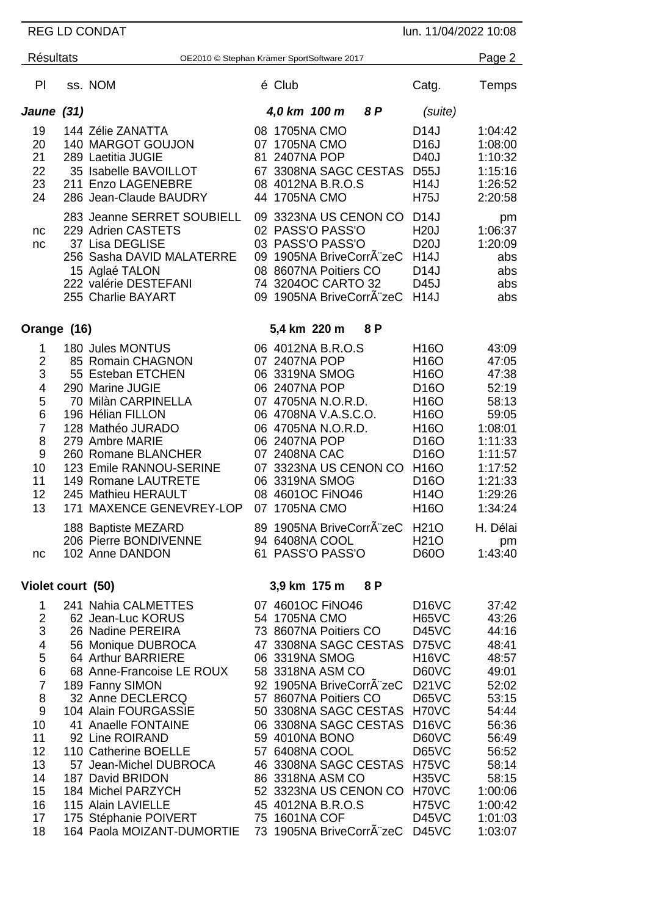| Pl | ss. | NOM | é | Club | Catg. | Temps |
|---|---|---|---|---|---|---|
| ***Jaune (31)*** | | | | ***4,0 km 100 m 8 P*** | *(suite)* | |
| 19 | 144 | Zélie ZANATTA | 08 | 1705NA CMO | D14J | 1:04:42 |
| 20 | 140 | MARGOT GOUJON | 07 | 1705NA CMO | D16J | 1:08:00 |
| 21 | 289 | Laetitia JUGIE | 81 | 2407NA POP | D40J | 1:10:32 |
| 22 | 35 | Isabelle BAVOILLOT | 67 | 3308NA SAGC CESTAS | D55J | 1:15:16 |
| 23 | 211 | Enzo LAGENEBRE | 08 | 4012NA B.R.O.S | H14J | 1:26:52 |
| 24 | 286 | Jean-Claude BAUDRY | 44 | 1705NA CMO | H75J | 2:20:58 |
| | 283 | Jeanne SERRET SOUBIELL | 09 | 3323NA US CENON CO | D14J | pm |
| nc | 229 | Adrien CASTETS | 02 | PASS'O PASS'O | H20J | 1:06:37 |
| nc | 37 | Lisa DEGLISE | 03 | PASS'O PASS'O | D20J | 1:20:09 |
| | 256 | Sasha DAVID MALATERRE | 09 | 1905NA BriveCorrÃ¨zeC | H14J | abs |
| | 15 | Aglaé TALON | 08 | 8607NA Poitiers CO | D14J | abs |
| | 222 | valérie DESTEFANI | 74 | 3204OC CARTO 32 | D45J | abs |
| | 255 | Charlie BAYART | 09 | 1905NA BriveCorrÃ¨zeC | H14J | abs |
| **Orange (16)** | | | | **5,4 km 220 m 8 P** | | |
| 1 | 180 | Jules MONTUS | 06 | 4012NA B.R.O.S | H16O | 43:09 |
| 2 | 85 | Romain CHAGNON | 07 | 2407NA POP | H16O | 47:05 |
| 3 | 55 | Esteban ETCHEN | 06 | 3319NA SMOG | H16O | 47:38 |
| 4 | 290 | Marine JUGIE | 06 | 2407NA POP | D16O | 52:19 |
| 5 | 70 | Milàn CARPINELLA | 07 | 4705NA N.O.R.D. | H16O | 58:13 |
| 6 | 196 | Hélian FILLON | 06 | 4708NA V.A.S.C.O. | H16O | 59:05 |
| 7 | 128 | Mathéo JURADO | 06 | 4705NA N.O.R.D. | H16O | 1:08:01 |
| 8 | 279 | Ambre MARIE | 06 | 2407NA POP | D16O | 1:11:33 |
| 9 | 260 | Romane BLANCHER | 07 | 2408NA CAC | D16O | 1:11:57 |
| 10 | 123 | Emile RANNOU-SERINE | 07 | 3323NA US CENON CO | H16O | 1:17:52 |
| 11 | 149 | Romane LAUTRETE | 06 | 3319NA SMOG | D16O | 1:21:33 |
| 12 | 245 | Mathieu HERAULT | 08 | 4601OC FiNO46 | H14O | 1:29:26 |
| 13 | 171 | MAXENCE GENEVREY-LOP | 07 | 1705NA CMO | H16O | 1:34:24 |
| | 188 | Baptiste MEZARD | 89 | 1905NA BriveCorrÃ¨zeC | H21O | H. Délai |
| | 206 | Pierre BONDIVENNE | 94 | 6408NA COOL | H21O | pm |
| nc | 102 | Anne DANDON | 61 | PASS'O PASS'O | D60O | 1:43:40 |
| **Violet court (50)** | | | | **3,9 km 175 m 8 P** | | |
| 1 | 241 | Nahia CALMETTES | 07 | 4601OC FiNO46 | D16VC | 37:42 |
| 2 | 62 | Jean-Luc KORUS | 54 | 1705NA CMO | H65VC | 43:26 |
| 3 | 26 | Nadine PEREIRA | 73 | 8607NA Poitiers CO | D45VC | 44:16 |
| 4 | 56 | Monique DUBROCA | 47 | 3308NA SAGC CESTAS | D75VC | 48:41 |
| 5 | 64 | Arthur BARRIERE | 06 | 3319NA SMOG | H16VC | 48:57 |
| 6 | 68 | Anne-Francoise LE ROUX | 58 | 3318NA ASM CO | D60VC | 49:01 |
| 7 | 189 | Fanny SIMON | 92 | 1905NA BriveCorrÃ¨zeC | D21VC | 52:02 |
| 8 | 32 | Anne DECLERCQ | 57 | 8607NA Poitiers CO | D65VC | 53:15 |
| 9 | 104 | Alain FOURGASSIE | 50 | 3308NA SAGC CESTAS | H70VC | 54:44 |
| 10 | 41 | Anaelle FONTAINE | 06 | 3308NA SAGC CESTAS | D16VC | 56:36 |
| 11 | 92 | Line ROIRAND | 59 | 4010NA BONO | D60VC | 56:49 |
| 12 | 110 | Catherine BOELLE | 57 | 6408NA COOL | D65VC | 56:52 |
| 13 | 57 | Jean-Michel DUBROCA | 46 | 3308NA SAGC CESTAS | H75VC | 58:14 |
| 14 | 187 | David BRIDON | 86 | 3318NA ASM CO | H35VC | 58:15 |
| 15 | 184 | Michel PARZYCH | 52 | 3323NA US CENON CO | H70VC | 1:00:06 |
| 16 | 115 | Alain LAVIELLE | 45 | 4012NA B.R.O.S | H75VC | 1:00:42 |
| 17 | 175 | Stéphanie POIVERT | 75 | 1601NA COF | D45VC | 1:01:03 |
| 18 | 164 | Paola MOIZANT-DUMORTIE | 73 | 1905NA BriveCorrÃ¨zeC | D45VC | 1:03:07 |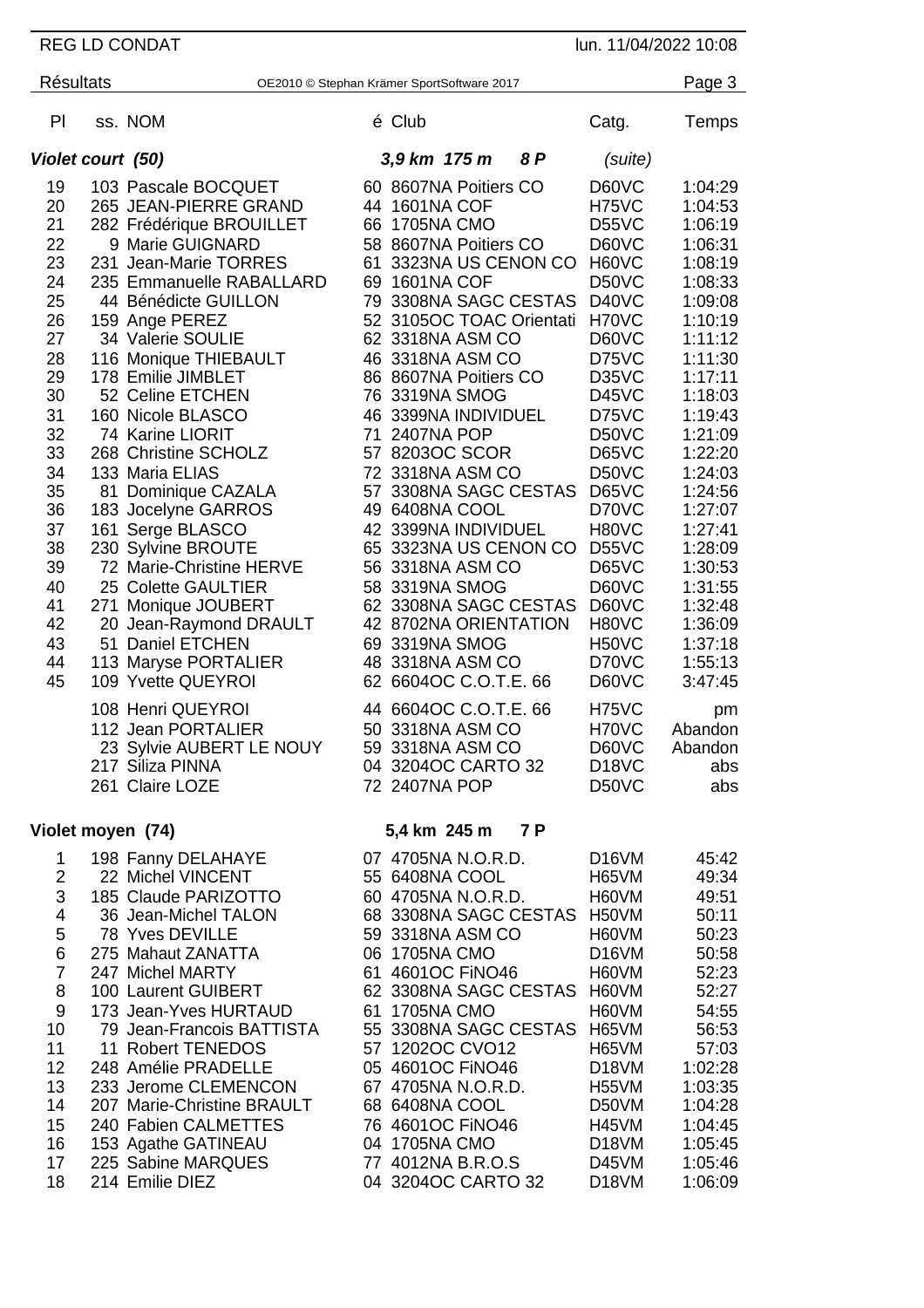| Pl | ss. | NOM | é | Club | Catg. | Temps |
|---|---|---|---|---|---|---|
| ***Violet court (50)*** | | | | ***3,9 km 175 m 8 P*** | *(suite)* | |
| 19 | 103 | Pascale BOCQUET | 60 | 8607NA Poitiers CO | D60VC | 1:04:29 |
| 20 | 265 | JEAN-PIERRE GRAND | 44 | 1601NA COF | H75VC | 1:04:53 |
| 21 | 282 | Frédérique BROUILLET | 66 | 1705NA CMO | D55VC | 1:06:19 |
| 22 | 9 | Marie GUIGNARD | 58 | 8607NA Poitiers CO | D60VC | 1:06:31 |
| 23 | 231 | Jean-Marie TORRES | 61 | 3323NA US CENON CO | H60VC | 1:08:19 |
| 24 | 235 | Emmanuelle RABALLARD | 69 | 1601NA COF | D50VC | 1:08:33 |
| 25 | 44 | Bénédicte GUILLON | 79 | 3308NA SAGC CESTAS | D40VC | 1:09:08 |
| 26 | 159 | Ange PEREZ | 52 | 3105OC TOAC Orientati | H70VC | 1:10:19 |
| 27 | 34 | Valerie SOULIE | 62 | 3318NA ASM CO | D60VC | 1:11:12 |
| 28 | 116 | Monique THIEBAULT | 46 | 3318NA ASM CO | D75VC | 1:11:30 |
| 29 | 178 | Emilie JIMBLET | 86 | 8607NA Poitiers CO | D35VC | 1:17:11 |
| 30 | 52 | Celine ETCHEN | 76 | 3319NA SMOG | D45VC | 1:18:03 |
| 31 | 160 | Nicole BLASCO | 46 | 3399NA INDIVIDUEL | D75VC | 1:19:43 |
| 32 | 74 | Karine LIORIT | 71 | 2407NA POP | D50VC | 1:21:09 |
| 33 | 268 | Christine SCHOLZ | 57 | 8203OC SCOR | D65VC | 1:22:20 |
| 34 | 133 | Maria ELIAS | 72 | 3318NA ASM CO | D50VC | 1:24:03 |
| 35 | 81 | Dominique CAZALA | 57 | 3308NA SAGC CESTAS | D65VC | 1:24:56 |
| 36 | 183 | Jocelyne GARROS | 49 | 6408NA COOL | D70VC | 1:27:07 |
| 37 | 161 | Serge BLASCO | 42 | 3399NA INDIVIDUEL | H80VC | 1:27:41 |
| 38 | 230 | Sylvine BROUTE | 65 | 3323NA US CENON CO | D55VC | 1:28:09 |
| 39 | 72 | Marie-Christine HERVE | 56 | 3318NA ASM CO | D65VC | 1:30:53 |
| 40 | 25 | Colette GAULTIER | 58 | 3319NA SMOG | D60VC | 1:31:55 |
| 41 | 271 | Monique JOUBERT | 62 | 3308NA SAGC CESTAS | D60VC | 1:32:48 |
| 42 | 20 | Jean-Raymond DRAULT | 42 | 8702NA ORIENTATION | H80VC | 1:36:09 |
| 43 | 51 | Daniel ETCHEN | 69 | 3319NA SMOG | H50VC | 1:37:18 |
| 44 | 113 | Maryse PORTALIER | 48 | 3318NA ASM CO | D70VC | 1:55:13 |
| 45 | 109 | Yvette QUEYROI | 62 | 6604OC C.O.T.E. 66 | D60VC | 3:47:45 |
| | 108 | Henri QUEYROI | 44 | 6604OC C.O.T.E. 66 | H75VC | pm |
| | 112 | Jean PORTALIER | 50 | 3318NA ASM CO | H70VC | Abandon |
| | 23 | Sylvie AUBERT LE NOUY | 59 | 3318NA ASM CO | D60VC | Abandon |
| | 217 | Siliza PINNA | 04 | 3204OC CARTO 32 | D18VC | abs |
| | 261 | Claire LOZE | 72 | 2407NA POP | D50VC | abs |
| **Violet moyen (74)** | | | | **5,4 km 245 m 7 P** | | |
| 1 | 198 | Fanny DELAHAYE | 07 | 4705NA N.O.R.D. | D16VM | 45:42 |
| 2 | 22 | Michel VINCENT | 55 | 6408NA COOL | H65VM | 49:34 |
| 3 | 185 | Claude PARIZOTTO | 60 | 4705NA N.O.R.D. | H60VM | 49:51 |
| 4 | 36 | Jean-Michel TALON | 68 | 3308NA SAGC CESTAS | H50VM | 50:11 |
| 5 | 78 | Yves DEVILLE | 59 | 3318NA ASM CO | H60VM | 50:23 |
| 6 | 275 | Mahaut ZANATTA | 06 | 1705NA CMO | D16VM | 50:58 |
| 7 | 247 | Michel MARTY | 61 | 4601OC FiNO46 | H60VM | 52:23 |
| 8 | 100 | Laurent GUIBERT | 62 | 3308NA SAGC CESTAS | H60VM | 52:27 |
| 9 | 173 | Jean-Yves HURTAUD | 61 | 1705NA CMO | H60VM | 54:55 |
| 10 | 79 | Jean-Francois BATTISTA | 55 | 3308NA SAGC CESTAS | H65VM | 56:53 |
| 11 | 11 | Robert TENEDOS | 57 | 1202OC CVO12 | H65VM | 57:03 |
| 12 | 248 | Amélie PRADELLE | 05 | 4601OC FiNO46 | D18VM | 1:02:28 |
| 13 | 233 | Jerome CLEMENCON | 67 | 4705NA N.O.R.D. | H55VM | 1:03:35 |
| 14 | 207 | Marie-Christine BRAULT | 68 | 6408NA COOL | D50VM | 1:04:28 |
| 15 | 240 | Fabien CALMETTES | 76 | 4601OC FiNO46 | H45VM | 1:04:45 |
| 16 | 153 | Agathe GATINEAU | 04 | 1705NA CMO | D18VM | 1:05:45 |
| 17 | 225 | Sabine MARQUES | 77 | 4012NA B.R.O.S | D45VM | 1:05:46 |
| 18 | 214 | Emilie DIEZ | 04 | 3204OC CARTO 32 | D18VM | 1:06:09 |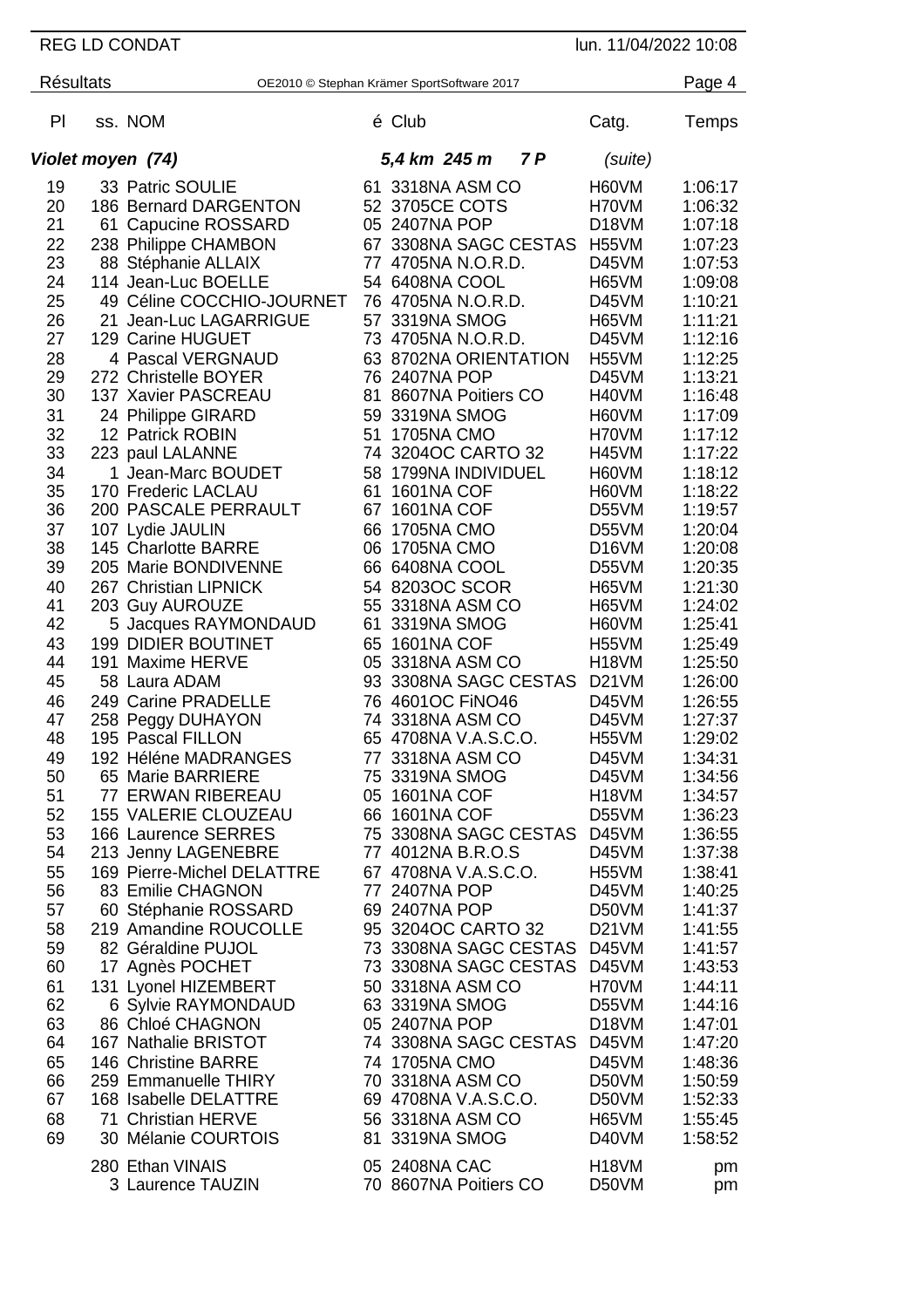| Pl | ss. NOM | é | Club | Catg. | Temps |
|---|---|---|---|---|---|
| *Violet moyen (74)* | | | *5,4 km 245 m 7 P* | *(suite)* | |
| 19 | 33 Patric SOULIE | 61 | 3318NA ASM CO | H60VM | 1:06:17 |
| 20 | 186 Bernard DARGENTON | 52 | 3705CE COTS | H70VM | 1:06:32 |
| 21 | 61 Capucine ROSSARD | 05 | 2407NA POP | D18VM | 1:07:18 |
| 22 | 238 Philippe CHAMBON | 67 | 3308NA SAGC CESTAS | H55VM | 1:07:23 |
| 23 | 88 Stéphanie ALLAIX | 77 | 4705NA N.O.R.D. | D45VM | 1:07:53 |
| 24 | 114 Jean-Luc BOELLE | 54 | 6408NA COOL | H65VM | 1:09:08 |
| 25 | 49 Céline COCCHIO-JOURNET | 76 | 4705NA N.O.R.D. | D45VM | 1:10:21 |
| 26 | 21 Jean-Luc LAGARRIGUE | 57 | 3319NA SMOG | H65VM | 1:11:21 |
| 27 | 129 Carine HUGUET | 73 | 4705NA N.O.R.D. | D45VM | 1:12:16 |
| 28 | 4 Pascal VERGNAUD | 63 | 8702NA ORIENTATION | H55VM | 1:12:25 |
| 29 | 272 Christelle BOYER | 76 | 2407NA POP | D45VM | 1:13:21 |
| 30 | 137 Xavier PASCREAU | 81 | 8607NA Poitiers CO | H40VM | 1:16:48 |
| 31 | 24 Philippe GIRARD | 59 | 3319NA SMOG | H60VM | 1:17:09 |
| 32 | 12 Patrick ROBIN | 51 | 1705NA CMO | H70VM | 1:17:12 |
| 33 | 223 paul LALANNE | 74 | 3204OC CARTO 32 | H45VM | 1:17:22 |
| 34 | 1 Jean-Marc BOUDET | 58 | 1799NA INDIVIDUEL | H60VM | 1:18:12 |
| 35 | 170 Frederic LACLAU | 61 | 1601NA COF | H60VM | 1:18:22 |
| 36 | 200 PASCALE PERRAULT | 67 | 1601NA COF | D55VM | 1:19:57 |
| 37 | 107 Lydie JAULIN | 66 | 1705NA CMO | D55VM | 1:20:04 |
| 38 | 145 Charlotte BARRE | 06 | 1705NA CMO | D16VM | 1:20:08 |
| 39 | 205 Marie BONDIVENNE | 66 | 6408NA COOL | D55VM | 1:20:35 |
| 40 | 267 Christian LIPNICK | 54 | 8203OC SCOR | H65VM | 1:21:30 |
| 41 | 203 Guy AUROUZE | 55 | 3318NA ASM CO | H65VM | 1:24:02 |
| 42 | 5 Jacques RAYMONDAUD | 61 | 3319NA SMOG | H60VM | 1:25:41 |
| 43 | 199 DIDIER BOUTINET | 65 | 1601NA COF | H55VM | 1:25:49 |
| 44 | 191 Maxime HERVE | 05 | 3318NA ASM CO | H18VM | 1:25:50 |
| 45 | 58 Laura ADAM | 93 | 3308NA SAGC CESTAS | D21VM | 1:26:00 |
| 46 | 249 Carine PRADELLE | 76 | 4601OC FiNO46 | D45VM | 1:26:55 |
| 47 | 258 Peggy DUHAYON | 74 | 3318NA ASM CO | D45VM | 1:27:37 |
| 48 | 195 Pascal FILLON | 65 | 4708NA V.A.S.C.O. | H55VM | 1:29:02 |
| 49 | 192 Héléne MADRANGES | 77 | 3318NA ASM CO | D45VM | 1:34:31 |
| 50 | 65 Marie BARRIERE | 75 | 3319NA SMOG | D45VM | 1:34:56 |
| 51 | 77 ERWAN RIBEREAU | 05 | 1601NA COF | H18VM | 1:34:57 |
| 52 | 155 VALERIE CLOUZEAU | 66 | 1601NA COF | D55VM | 1:36:23 |
| 53 | 166 Laurence SERRES | 75 | 3308NA SAGC CESTAS | D45VM | 1:36:55 |
| 54 | 213 Jenny LAGENEBRE | 77 | 4012NA B.R.O.S | D45VM | 1:37:38 |
| 55 | 169 Pierre-Michel DELATTRE | 67 | 4708NA V.A.S.C.O. | H55VM | 1:38:41 |
| 56 | 83 Emilie CHAGNON | 77 | 2407NA POP | D45VM | 1:40:25 |
| 57 | 60 Stéphanie ROSSARD | 69 | 2407NA POP | D50VM | 1:41:37 |
| 58 | 219 Amandine ROUCOLLE | 95 | 3204OC CARTO 32 | D21VM | 1:41:55 |
| 59 | 82 Géraldine PUJOL | 73 | 3308NA SAGC CESTAS | D45VM | 1:41:57 |
| 60 | 17 Agnès POCHET | 73 | 3308NA SAGC CESTAS | D45VM | 1:43:53 |
| 61 | 131 Lyonel HIZEMBERT | 50 | 3318NA ASM CO | H70VM | 1:44:11 |
| 62 | 6 Sylvie RAYMONDAUD | 63 | 3319NA SMOG | D55VM | 1:44:16 |
| 63 | 86 Chloé CHAGNON | 05 | 2407NA POP | D18VM | 1:47:01 |
| 64 | 167 Nathalie BRISTOT | 74 | 3308NA SAGC CESTAS | D45VM | 1:47:20 |
| 65 | 146 Christine BARRE | 74 | 1705NA CMO | D45VM | 1:48:36 |
| 66 | 259 Emmanuelle THIRY | 70 | 3318NA ASM CO | D50VM | 1:50:59 |
| 67 | 168 Isabelle DELATTRE | 69 | 4708NA V.A.S.C.O. | D50VM | 1:52:33 |
| 68 | 71 Christian HERVE | 56 | 3318NA ASM CO | H65VM | 1:55:45 |
| 69 | 30 Mélanie COURTOIS | 81 | 3319NA SMOG | D40VM | 1:58:52 |
| | 280 Ethan VINAIS | 05 | 2408NA CAC | H18VM | pm |
| | 3 Laurence TAUZIN | 70 | 8607NA Poitiers CO | D50VM | pm |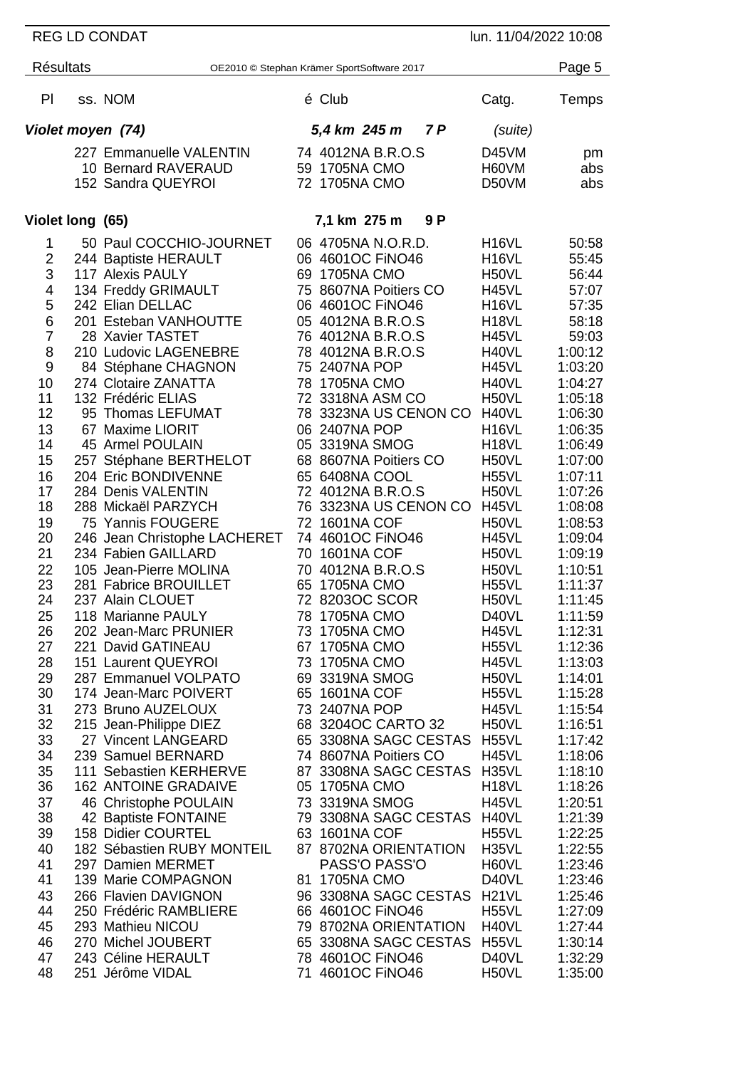REG LD CONDAT — lun. 11/04/2022 10:08

Résultats — OE2010 © Stephan Krämer SportSoftware 2017

| Pl | ss. | NOM | é | Club | Catg. | Temps |
|---|---|---|---|---|---|---|

## Violet moyen (74) — 5,4 km 245 m 7 P (suite)

| Pl | ss. | NOM | é | Club | Catg. | Temps |
|---|---|---|---|---|---|---|
| | 227 | Emmanuelle VALENTIN | 74 | 4012NA B.R.O.S | D45VM | pm |
| | 10 | Bernard RAVERAUD | 59 | 1705NA CMO | H60VM | abs |
| | 152 | Sandra QUEYROI | 72 | 1705NA CMO | D50VM | abs |

## Violet long (65) — 7,1 km 275 m 9 P

| Pl | ss. | NOM | é | Club | Catg. | Temps |
|---|---|---|---|---|---|---|
| 1 | 50 | Paul COCCHIO-JOURNET | 06 | 4705NA N.O.R.D. | H16VL | 50:58 |
| 2 | 244 | Baptiste HERAULT | 06 | 4601OC FiNO46 | H16VL | 55:45 |
| 3 | 117 | Alexis PAULY | 69 | 1705NA CMO | H50VL | 56:44 |
| 4 | 134 | Freddy GRIMAULT | 75 | 8607NA Poitiers CO | H45VL | 57:07 |
| 5 | 242 | Elian DELLAC | 06 | 4601OC FiNO46 | H16VL | 57:35 |
| 6 | 201 | Esteban VANHOUTTE | 05 | 4012NA B.R.O.S | H18VL | 58:18 |
| 7 | 28 | Xavier TASTET | 76 | 4012NA B.R.O.S | H45VL | 59:03 |
| 8 | 210 | Ludovic LAGENEBRE | 78 | 4012NA B.R.O.S | H40VL | 1:00:12 |
| 9 | 84 | Stéphane CHAGNON | 75 | 2407NA POP | H45VL | 1:03:20 |
| 10 | 274 | Clotaire ZANATTA | 78 | 1705NA CMO | H40VL | 1:04:27 |
| 11 | 132 | Frédéric ELIAS | 72 | 3318NA ASM CO | H50VL | 1:05:18 |
| 12 | 95 | Thomas LEFUMAT | 78 | 3323NA US CENON CO | H40VL | 1:06:30 |
| 13 | 67 | Maxime LIORIT | 06 | 2407NA POP | H16VL | 1:06:35 |
| 14 | 45 | Armel POULAIN | 05 | 3319NA SMOG | H18VL | 1:06:49 |
| 15 | 257 | Stéphane BERTHELOT | 68 | 8607NA Poitiers CO | H50VL | 1:07:00 |
| 16 | 204 | Eric BONDIVENNE | 65 | 6408NA COOL | H55VL | 1:07:11 |
| 17 | 284 | Denis VALENTIN | 72 | 4012NA B.R.O.S | H50VL | 1:07:26 |
| 18 | 288 | Mickaël PARZYCH | 76 | 3323NA US CENON CO | H45VL | 1:08:08 |
| 19 | 75 | Yannis FOUGERE | 72 | 1601NA COF | H50VL | 1:08:53 |
| 20 | 246 | Jean Christophe LACHERET | 74 | 4601OC FiNO46 | H45VL | 1:09:04 |
| 21 | 234 | Fabien GAILLARD | 70 | 1601NA COF | H50VL | 1:09:19 |
| 22 | 105 | Jean-Pierre MOLINA | 70 | 4012NA B.R.O.S | H50VL | 1:10:51 |
| 23 | 281 | Fabrice BROUILLET | 65 | 1705NA CMO | H55VL | 1:11:37 |
| 24 | 237 | Alain CLOUET | 72 | 8203OC SCOR | H50VL | 1:11:45 |
| 25 | 118 | Marianne PAULY | 78 | 1705NA CMO | D40VL | 1:11:59 |
| 26 | 202 | Jean-Marc PRUNIER | 73 | 1705NA CMO | H45VL | 1:12:31 |
| 27 | 221 | David GATINEAU | 67 | 1705NA CMO | H55VL | 1:12:36 |
| 28 | 151 | Laurent QUEYROI | 73 | 1705NA CMO | H45VL | 1:13:03 |
| 29 | 287 | Emmanuel VOLPATO | 69 | 3319NA SMOG | H50VL | 1:14:01 |
| 30 | 174 | Jean-Marc POIVERT | 65 | 1601NA COF | H55VL | 1:15:28 |
| 31 | 273 | Bruno AUZELOUX | 73 | 2407NA POP | H45VL | 1:15:54 |
| 32 | 215 | Jean-Philippe DIEZ | 68 | 3204OC CARTO 32 | H50VL | 1:16:51 |
| 33 | 27 | Vincent LANGEARD | 65 | 3308NA SAGC CESTAS | H55VL | 1:17:42 |
| 34 | 239 | Samuel BERNARD | 74 | 8607NA Poitiers CO | H45VL | 1:18:06 |
| 35 | 111 | Sebastien KERHERVE | 87 | 3308NA SAGC CESTAS | H35VL | 1:18:10 |
| 36 | 162 | ANTOINE GRADAIVE | 05 | 1705NA CMO | H18VL | 1:18:26 |
| 37 | 46 | Christophe POULAIN | 73 | 3319NA SMOG | H45VL | 1:20:51 |
| 38 | 42 | Baptiste FONTAINE | 79 | 3308NA SAGC CESTAS | H40VL | 1:21:39 |
| 39 | 158 | Didier COURTEL | 63 | 1601NA COF | H55VL | 1:22:25 |
| 40 | 182 | Sébastien RUBY MONTEIL | 87 | 8702NA ORIENTATION | H35VL | 1:22:55 |
| 41 | 297 | Damien MERMET | | PASS'O PASS'O | H60VL | 1:23:46 |
| 41 | 139 | Marie COMPAGNON | 81 | 1705NA CMO | D40VL | 1:23:46 |
| 43 | 266 | Flavien DAVIGNON | 96 | 3308NA SAGC CESTAS | H21VL | 1:25:46 |
| 44 | 250 | Frédéric RAMBLIERE | 66 | 4601OC FiNO46 | H55VL | 1:27:09 |
| 45 | 293 | Mathieu NICOU | 79 | 8702NA ORIENTATION | H40VL | 1:27:44 |
| 46 | 270 | Michel JOUBERT | 65 | 3308NA SAGC CESTAS | H55VL | 1:30:14 |
| 47 | 243 | Céline HERAULT | 78 | 4601OC FiNO46 | D40VL | 1:32:29 |
| 48 | 251 | Jérôme VIDAL | 71 | 4601OC FiNO46 | H50VL | 1:35:00 |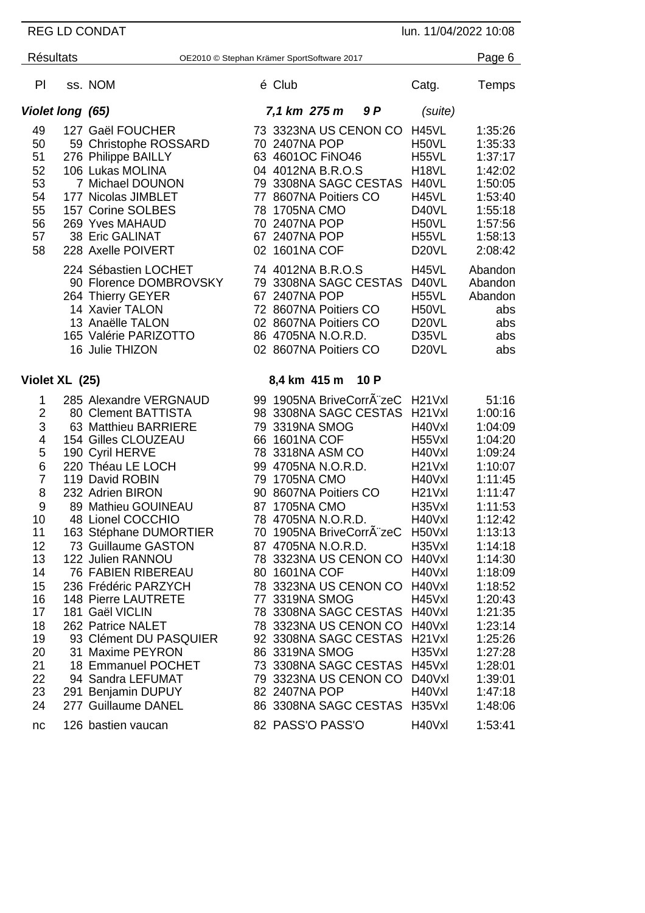REG LD CONDAT

Résultats — OE2010 © Stephan Krämer SportSoftware 2017

| Pl | ss. | NOM | é | Club | Catg. | Temps |
|---|---|---|---|---|---|---|
| ***Violet long (65)*** | | | | ***7,1 km 275 m 9 P*** | *(suite)* | |
| 49 | 127 | Gaël FOUCHER | 73 | 3323NA US CENON CO | H45VL | 1:35:26 |
| 50 | 59 | Christophe ROSSARD | 70 | 2407NA POP | H50VL | 1:35:33 |
| 51 | 276 | Philippe BAILLY | 63 | 4601OC FiNO46 | H55VL | 1:37:17 |
| 52 | 106 | Lukas MOLINA | 04 | 4012NA B.R.O.S | H18VL | 1:42:02 |
| 53 | 7 | Michael DOUNON | 79 | 3308NA SAGC CESTAS | H40VL | 1:50:05 |
| 54 | 177 | Nicolas JIMBLET | 77 | 8607NA Poitiers CO | H45VL | 1:53:40 |
| 55 | 157 | Corine SOLBES | 78 | 1705NA CMO | D40VL | 1:55:18 |
| 56 | 269 | Yves MAHAUD | 70 | 2407NA POP | H50VL | 1:57:56 |
| 57 | 38 | Eric GALINAT | 67 | 2407NA POP | H55VL | 1:58:13 |
| 58 | 228 | Axelle POIVERT | 02 | 1601NA COF | D20VL | 2:08:42 |
| | 224 | Sébastien LOCHET | 74 | 4012NA B.R.O.S | H45VL | Abandon |
| | 90 | Florence DOMBROVSKY | 79 | 3308NA SAGC CESTAS | D40VL | Abandon |
| | 264 | Thierry GEYER | 67 | 2407NA POP | H55VL | Abandon |
| | 14 | Xavier TALON | 72 | 8607NA Poitiers CO | H50VL | abs |
| | 13 | Anaëlle TALON | 02 | 8607NA Poitiers CO | D20VL | abs |
| | 165 | Valérie PARIZOTTO | 86 | 4705NA N.O.R.D. | D35VL | abs |
| | 16 | Julie THIZON | 02 | 8607NA Poitiers CO | D20VL | abs |
| **Violet XL (25)** | | | | **8,4 km 415 m 10 P** | | |
| 1 | 285 | Alexandre VERGNAUD | 99 | 1905NA BriveCorrÃ¨zeC | H21Vxl | 51:16 |
| 2 | 80 | Clement BATTISTA | 98 | 3308NA SAGC CESTAS | H21Vxl | 1:00:16 |
| 3 | 63 | Matthieu BARRIERE | 79 | 3319NA SMOG | H40Vxl | 1:04:09 |
| 4 | 154 | Gilles CLOUZEAU | 66 | 1601NA COF | H55Vxl | 1:04:20 |
| 5 | 190 | Cyril HERVE | 78 | 3318NA ASM CO | H40Vxl | 1:09:24 |
| 6 | 220 | Théau LE LOCH | 99 | 4705NA N.O.R.D. | H21Vxl | 1:10:07 |
| 7 | 119 | David ROBIN | 79 | 1705NA CMO | H40Vxl | 1:11:45 |
| 8 | 232 | Adrien BIRON | 90 | 8607NA Poitiers CO | H21Vxl | 1:11:47 |
| 9 | 89 | Mathieu GOUINEAU | 87 | 1705NA CMO | H35Vxl | 1:11:53 |
| 10 | 48 | Lionel COCCHIO | 78 | 4705NA N.O.R.D. | H40Vxl | 1:12:42 |
| 11 | 163 | Stéphane DUMORTIER | 70 | 1905NA BriveCorrÃ¨zeC | H50Vxl | 1:13:13 |
| 12 | 73 | Guillaume GASTON | 87 | 4705NA N.O.R.D. | H35Vxl | 1:14:18 |
| 13 | 122 | Julien RANNOU | 78 | 3323NA US CENON CO | H40Vxl | 1:14:30 |
| 14 | 76 | FABIEN RIBEREAU | 80 | 1601NA COF | H40Vxl | 1:18:09 |
| 15 | 236 | Frédéric PARZYCH | 78 | 3323NA US CENON CO | H40Vxl | 1:18:52 |
| 16 | 148 | Pierre LAUTRETE | 77 | 3319NA SMOG | H45Vxl | 1:20:43 |
| 17 | 181 | Gaël VICLIN | 78 | 3308NA SAGC CESTAS | H40Vxl | 1:21:35 |
| 18 | 262 | Patrice NALET | 78 | 3323NA US CENON CO | H40Vxl | 1:23:14 |
| 19 | 93 | Clément DU PASQUIER | 92 | 3308NA SAGC CESTAS | H21Vxl | 1:25:26 |
| 20 | 31 | Maxime PEYRON | 86 | 3319NA SMOG | H35Vxl | 1:27:28 |
| 21 | 18 | Emmanuel POCHET | 73 | 3308NA SAGC CESTAS | H45Vxl | 1:28:01 |
| 22 | 94 | Sandra LEFUMAT | 79 | 3323NA US CENON CO | D40Vxl | 1:39:01 |
| 23 | 291 | Benjamin DUPUY | 82 | 2407NA POP | H40Vxl | 1:47:18 |
| 24 | 277 | Guillaume DANEL | 86 | 3308NA SAGC CESTAS | H35Vxl | 1:48:06 |
| nc | 126 | bastien vaucan | 82 | PASS'O PASS'O | H40Vxl | 1:53:41 |